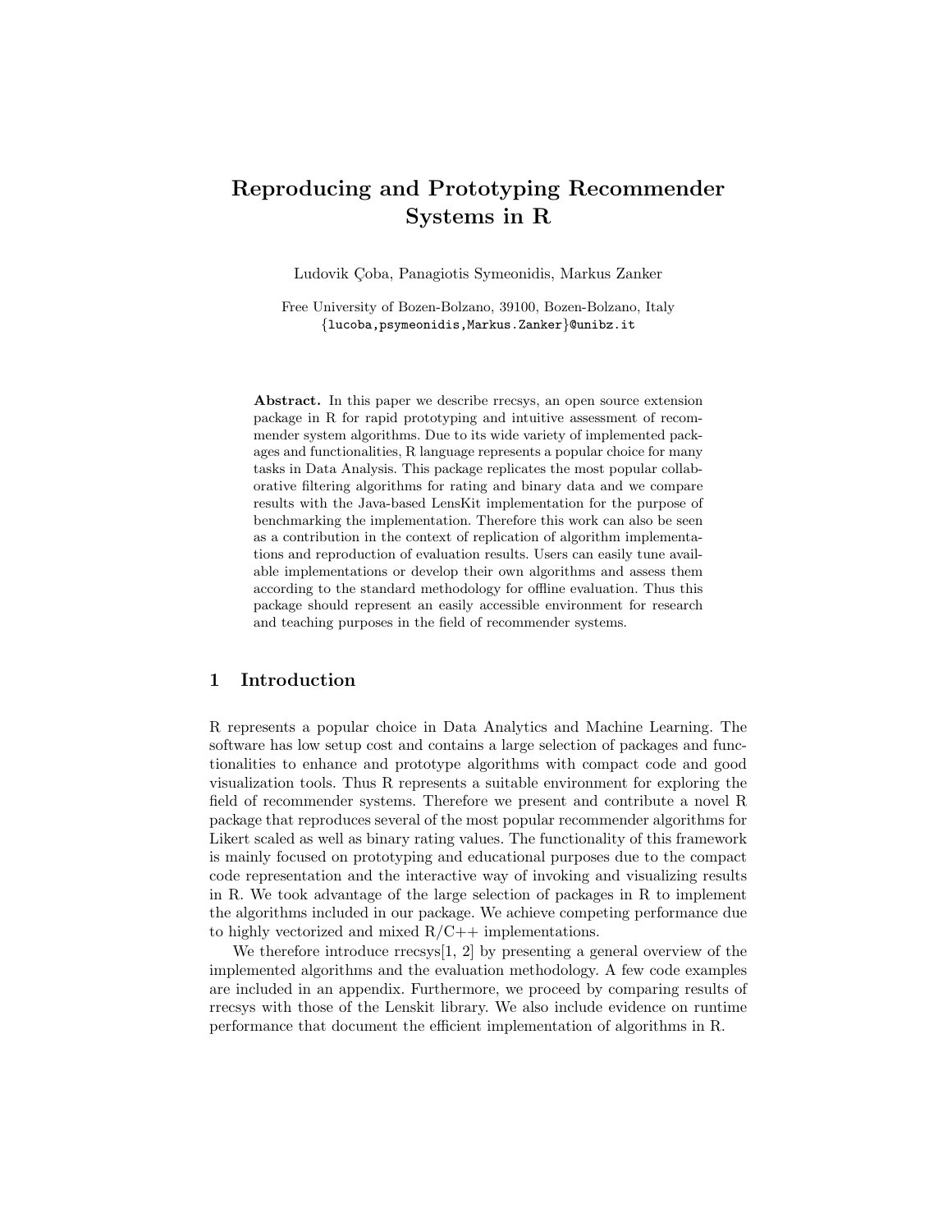# Reproducing and Prototyping Recommender Systems in R

Ludovik Çoba, Panagiotis Symeonidis, Markus Zanker

Free University of Bozen-Bolzano, 39100, Bozen-Bolzano, Italy
{lucoba,psymeonidis,Markus.Zanker}@unibz.it

**Abstract.** In this paper we describe rrecsys, an open source extension package in R for rapid prototyping and intuitive assessment of recommender system algorithms. Due to its wide variety of implemented packages and functionalities, R language represents a popular choice for many tasks in Data Analysis. This package replicates the most popular collaborative filtering algorithms for rating and binary data and we compare results with the Java-based LensKit implementation for the purpose of benchmarking the implementation. Therefore this work can also be seen as a contribution in the context of replication of algorithm implementations and reproduction of evaluation results. Users can easily tune available implementations or develop their own algorithms and assess them according to the standard methodology for offline evaluation. Thus this package should represent an easily accessible environment for research and teaching purposes in the field of recommender systems.

## 1 Introduction

R represents a popular choice in Data Analytics and Machine Learning. The software has low setup cost and contains a large selection of packages and functionalities to enhance and prototype algorithms with compact code and good visualization tools. Thus R represents a suitable environment for exploring the field of recommender systems. Therefore we present and contribute a novel R package that reproduces several of the most popular recommender algorithms for Likert scaled as well as binary rating values. The functionality of this framework is mainly focused on prototyping and educational purposes due to the compact code representation and the interactive way of invoking and visualizing results in R. We took advantage of the large selection of packages in R to implement the algorithms included in our package. We achieve competing performance due to highly vectorized and mixed R/C++ implementations.

We therefore introduce rrecsys[1, 2] by presenting a general overview of the implemented algorithms and the evaluation methodology. A few code examples are included in an appendix. Furthermore, we proceed by comparing results of rrecsys with those of the Lenskit library. We also include evidence on runtime performance that document the efficient implementation of algorithms in R.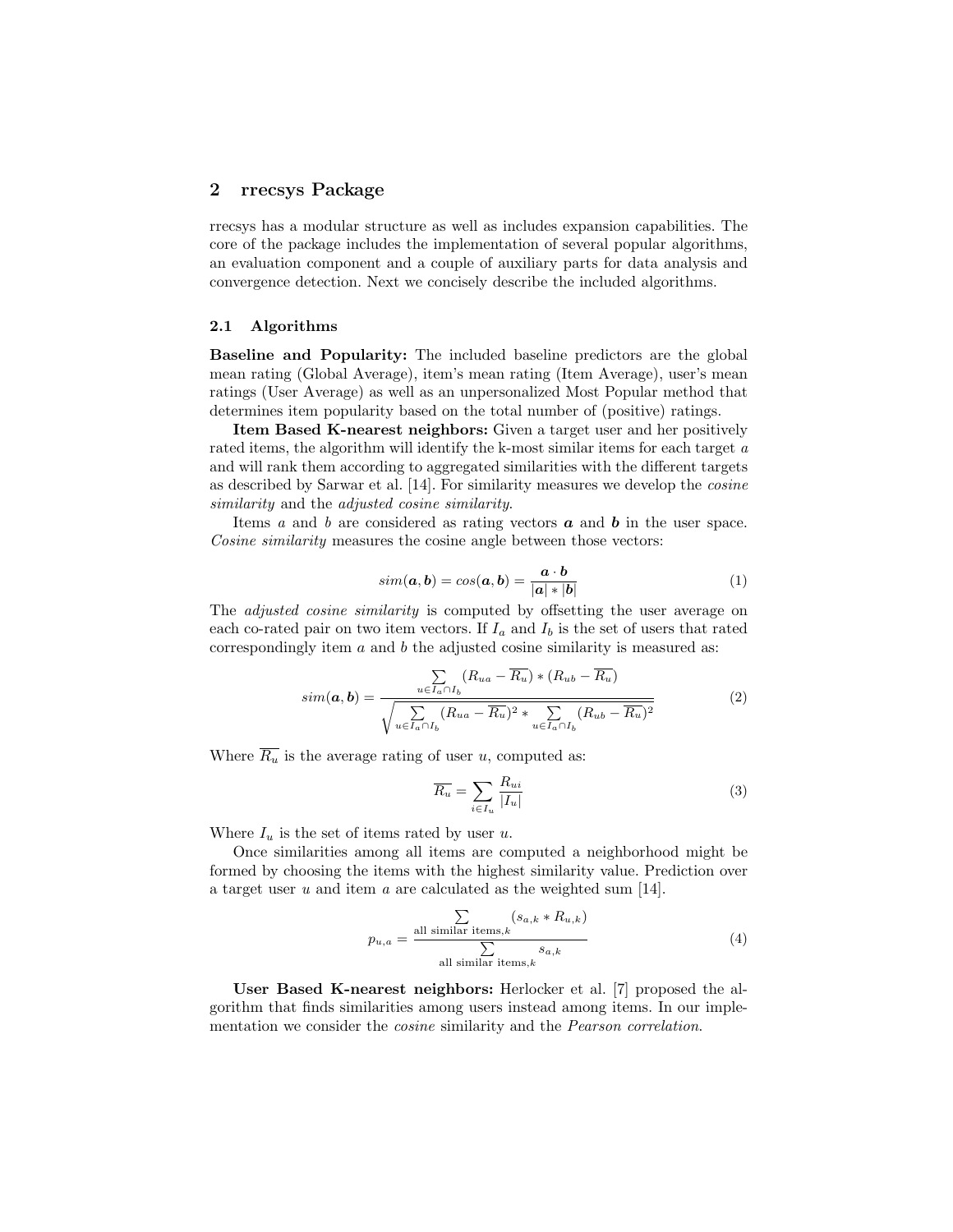## 2 rrecsys Package

rrecsys has a modular structure as well as includes expansion capabilities. The core of the package includes the implementation of several popular algorithms, an evaluation component and a couple of auxiliary parts for data analysis and convergence detection. Next we concisely describe the included algorithms.

### 2.1 Algorithms

**Baseline and Popularity:** The included baseline predictors are the global mean rating (Global Average), item's mean rating (Item Average), user's mean ratings (User Average) as well as an unpersonalized Most Popular method that determines item popularity based on the total number of (positive) ratings.

**Item Based K-nearest neighbors:** Given a target user and her positively rated items, the algorithm will identify the k-most similar items for each target $a$ and will rank them according to aggregated similarities with the different targets as described by Sarwar et al. [14]. For similarity measures we develop the *cosine similarity* and the *adjusted cosine similarity*.

Items $a$ and $b$ are considered as rating vectors $\boldsymbol{a}$ and $\boldsymbol{b}$ in the user space. *Cosine similarity* measures the cosine angle between those vectors:

$$sim(\boldsymbol{a}, \boldsymbol{b}) = cos(\boldsymbol{a}, \boldsymbol{b}) = \frac{\boldsymbol{a} \cdot \boldsymbol{b}}{|\boldsymbol{a}| * |\boldsymbol{b}|} \tag{1}$$

The *adjusted cosine similarity* is computed by offsetting the user average on each co-rated pair on two item vectors. If $I_a$ and $I_b$ is the set of users that rated correspondingly item $a$ and $b$ the adjusted cosine similarity is measured as:

$$sim(\boldsymbol{a}, \boldsymbol{b}) = \frac{\sum\limits_{u \in I_a \cap I_b} (R_{ua} - \overline{R_u}) * (R_{ub} - \overline{R_u})}{\sqrt{\sum\limits_{u \in I_a \cap I_b} (R_{ua} - \overline{R_u})^2 * \sum\limits_{u \in I_a \cap I_b} (R_{ub} - \overline{R_u})^2}} \tag{2}$$

Where $\overline{R_u}$ is the average rating of user $u$, computed as:

$$\overline{R_u} = \sum_{i \in I_u} \frac{R_{ui}}{|I_u|} \tag{3}$$

Where $I_u$ is the set of items rated by user $u$.

Once similarities among all items are computed a neighborhood might be formed by choosing the items with the highest similarity value. Prediction over a target user $u$ and item $a$ are calculated as the weighted sum [14].

$$p_{u,a} = \frac{\sum\limits_{\text{all similar items}, k} (s_{a,k} * R_{u,k})}{\sum\limits_{\text{all similar items}, k} s_{a,k}} \tag{4}$$

**User Based K-nearest neighbors:** Herlocker et al. [7] proposed the algorithm that finds similarities among users instead among items. In our implementation we consider the *cosine* similarity and the *Pearson correlation*.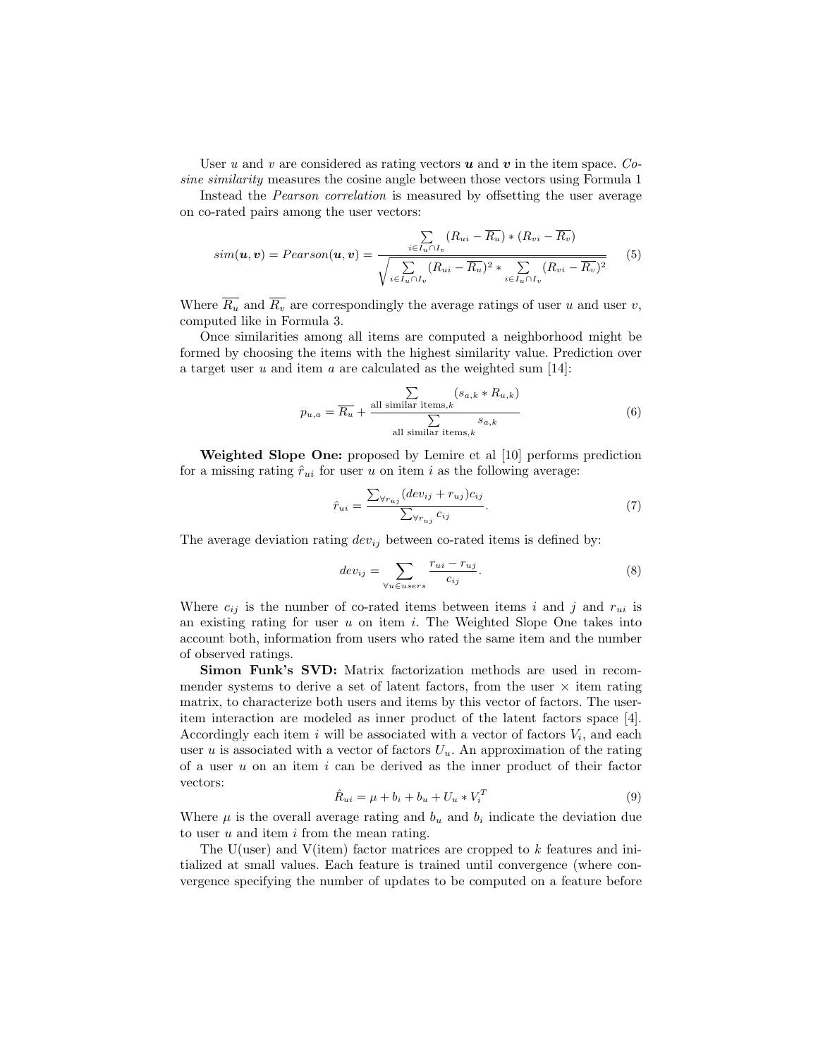User $u$ and $v$ are considered as rating vectors $\boldsymbol{u}$ and $\boldsymbol{v}$ in the item space. *Cosine similarity* measures the cosine angle between those vectors using Formula 1

Instead the *Pearson correlation* is measured by offsetting the user average on co-rated pairs among the user vectors:

$$sim(\boldsymbol{u},\boldsymbol{v}) = Pearson(\boldsymbol{u},\boldsymbol{v}) = \frac{\sum\limits_{i \in I_u \cap I_v} (R_{ui} - \overline{R_u}) * (R_{vi} - \overline{R_v})}{\sqrt{\sum\limits_{i \in I_u \cap I_v} (R_{ui} - \overline{R_u})^2 * \sum\limits_{i \in I_u \cap I_v} (R_{vi} - \overline{R_v})^2}} \tag{5}$$

Where $\overline{R_u}$ and $\overline{R_v}$ are correspondingly the average ratings of user $u$ and user $v$, computed like in Formula 3.

Once similarities among all items are computed a neighborhood might be formed by choosing the items with the highest similarity value. Prediction over a target user $u$ and item $a$ are calculated as the weighted sum [14]:

$$p_{u,a} = \overline{R_u} + \frac{\sum\limits_{\text{all similar items},k} (s_{a,k} * R_{u,k})}{\sum\limits_{\text{all similar items},k} s_{a,k}} \tag{6}$$

**Weighted Slope One:** proposed by Lemire et al [10] performs prediction for a missing rating $\hat{r}_{ui}$ for user $u$ on item $i$ as the following average:

$$\hat{r}_{ui} = \frac{\sum_{\forall r_{uj}} (dev_{ij} + r_{uj}) c_{ij}}{\sum_{\forall r_{uj}} c_{ij}}. \tag{7}$$

The average deviation rating $dev_{ij}$ between co-rated items is defined by:

$$dev_{ij} = \sum_{\forall u \in users} \frac{r_{ui} - r_{uj}}{c_{ij}}. \tag{8}$$

Where $c_{ij}$ is the number of co-rated items between items $i$ and $j$ and $r_{ui}$ is an existing rating for user $u$ on item $i$. The Weighted Slope One takes into account both, information from users who rated the same item and the number of observed ratings.

**Simon Funk's SVD:** Matrix factorization methods are used in recommender systems to derive a set of latent factors, from the user $\times$ item rating matrix, to characterize both users and items by this vector of factors. The user-item interaction are modeled as inner product of the latent factors space [4]. Accordingly each item $i$ will be associated with a vector of factors $V_i$, and each user $u$ is associated with a vector of factors $U_u$. An approximation of the rating of a user $u$ on an item $i$ can be derived as the inner product of their factor vectors:

$$\hat{R}_{ui} = \mu + b_i + b_u + U_u * V_i^T \tag{9}$$

Where $\mu$ is the overall average rating and $b_u$ and $b_i$ indicate the deviation due to user $u$ and item $i$ from the mean rating.

The U(user) and V(item) factor matrices are cropped to $k$ features and initialized at small values. Each feature is trained until convergence (where convergence specifying the number of updates to be computed on a feature before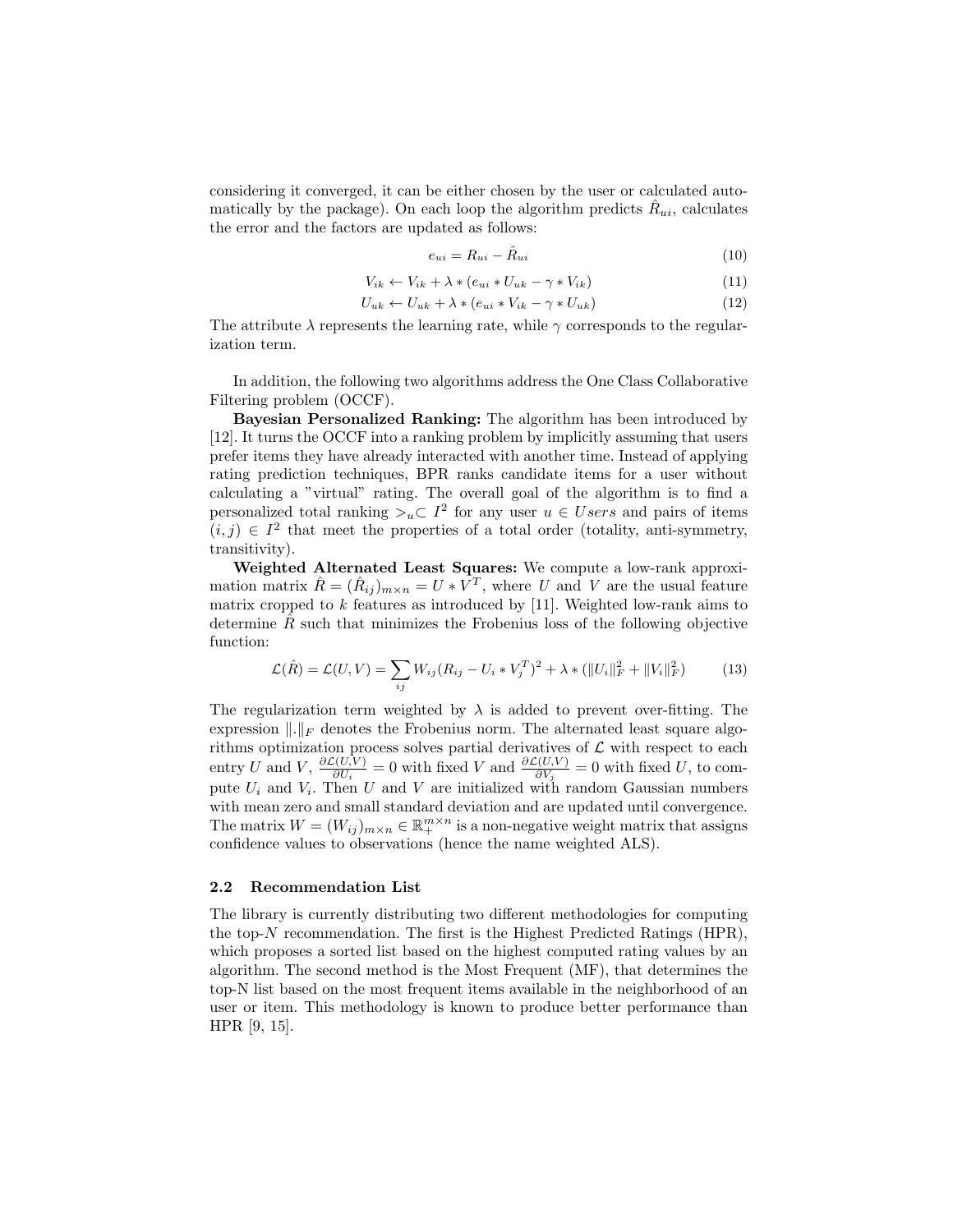considering it converged, it can be either chosen by the user or calculated automatically by the package). On each loop the algorithm predicts $\hat{R}_{ui}$, calculates the error and the factors are updated as follows:

$$e_{ui} = R_{ui} - \hat{R}_{ui} \tag{10}$$

$$V_{ik} \leftarrow V_{ik} + \lambda * (e_{ui} * U_{uk} - \gamma * V_{ik}) \tag{11}$$

$$U_{uk} \leftarrow U_{uk} + \lambda * (e_{ui} * V_{ik} - \gamma * U_{uk}) \tag{12}$$

The attribute $\lambda$ represents the learning rate, while $\gamma$ corresponds to the regularization term.

In addition, the following two algorithms address the One Class Collaborative Filtering problem (OCCF).

**Bayesian Personalized Ranking:** The algorithm has been introduced by [12]. It turns the OCCF into a ranking problem by implicitly assuming that users prefer items they have already interacted with another time. Instead of applying rating prediction techniques, BPR ranks candidate items for a user without calculating a "virtual" rating. The overall goal of the algorithm is to find a personalized total ranking $>_u \subset I^2$ for any user $u \in Users$ and pairs of items $(i, j) \in I^2$ that meet the properties of a total order (totality, anti-symmetry, transitivity).

**Weighted Alternated Least Squares:** We compute a low-rank approximation matrix $\hat{R} = (\hat{R}_{ij})_{m \times n} = U * V^T$, where $U$ and $V$ are the usual feature matrix cropped to $k$ features as introduced by [11]. Weighted low-rank aims to determine $\hat{R}$ such that minimizes the Frobenius loss of the following objective function:

$$\mathcal{L}(\hat{R}) = \mathcal{L}(U, V) = \sum_{ij} W_{ij}(R_{ij} - U_i * V_j^T)^2 + \lambda * (\|U_i\|_F^2 + \|V_i\|_F^2) \tag{13}$$

The regularization term weighted by $\lambda$ is added to prevent over-fitting. The expression $\|.\|_F$ denotes the Frobenius norm. The alternated least square algorithms optimization process solves partial derivatives of $\mathcal{L}$ with respect to each entry $U$ and $V$, $\frac{\partial \mathcal{L}(U,V)}{\partial U_i} = 0$ with fixed $V$ and $\frac{\partial \mathcal{L}(U,V)}{\partial V_j} = 0$ with fixed $U$, to compute $U_i$ and $V_i$. Then $U$ and $V$ are initialized with random Gaussian numbers with mean zero and small standard deviation and are updated until convergence. The matrix $W = (W_{ij})_{m \times n} \in \mathbb{R}_+^{m \times n}$ is a non-negative weight matrix that assigns confidence values to observations (hence the name weighted ALS).

### 2.2 Recommendation List

The library is currently distributing two different methodologies for computing the top-$N$ recommendation. The first is the Highest Predicted Ratings (HPR), which proposes a sorted list based on the highest computed rating values by an algorithm. The second method is the Most Frequent (MF), that determines the top-N list based on the most frequent items available in the neighborhood of an user or item. This methodology is known to produce better performance than HPR [9, 15].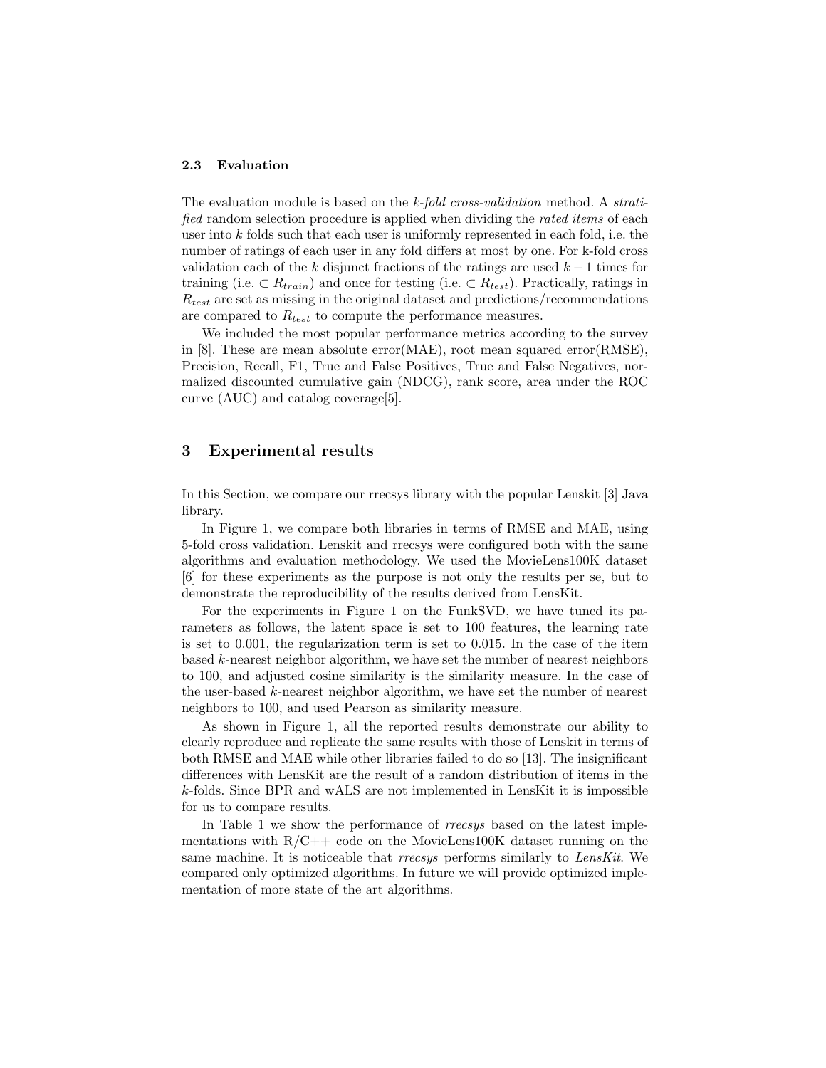### 2.3 Evaluation

The evaluation module is based on the *k-fold cross-validation* method. A *stratified* random selection procedure is applied when dividing the *rated items* of each user into $k$ folds such that each user is uniformly represented in each fold, i.e. the number of ratings of each user in any fold differs at most by one. For k-fold cross validation each of the $k$ disjunct fractions of the ratings are used $k-1$ times for training (i.e. $\subset R_{train}$) and once for testing (i.e. $\subset R_{test}$). Practically, ratings in $R_{test}$ are set as missing in the original dataset and predictions/recommendations are compared to $R_{test}$ to compute the performance measures.

We included the most popular performance metrics according to the survey in [8]. These are mean absolute error(MAE), root mean squared error(RMSE), Precision, Recall, F1, True and False Positives, True and False Negatives, normalized discounted cumulative gain (NDCG), rank score, area under the ROC curve (AUC) and catalog coverage[5].

## 3 Experimental results

In this Section, we compare our rrecsys library with the popular Lenskit [3] Java library.

In Figure 1, we compare both libraries in terms of RMSE and MAE, using 5-fold cross validation. Lenskit and rrecsys were configured both with the same algorithms and evaluation methodology. We used the MovieLens100K dataset [6] for these experiments as the purpose is not only the results per se, but to demonstrate the reproducibility of the results derived from LensKit.

For the experiments in Figure 1 on the FunkSVD, we have tuned its parameters as follows, the latent space is set to 100 features, the learning rate is set to 0.001, the regularization term is set to 0.015. In the case of the item based $k$-nearest neighbor algorithm, we have set the number of nearest neighbors to 100, and adjusted cosine similarity is the similarity measure. In the case of the user-based $k$-nearest neighbor algorithm, we have set the number of nearest neighbors to 100, and used Pearson as similarity measure.

As shown in Figure 1, all the reported results demonstrate our ability to clearly reproduce and replicate the same results with those of Lenskit in terms of both RMSE and MAE while other libraries failed to do so [13]. The insignificant differences with LensKit are the result of a random distribution of items in the $k$-folds. Since BPR and wALS are not implemented in LensKit it is impossible for us to compare results.

In Table 1 we show the performance of *rrecsys* based on the latest implementations with R/C++ code on the MovieLens100K dataset running on the same machine. It is noticeable that *rrecsys* performs similarly to *LensKit*. We compared only optimized algorithms. In future we will provide optimized implementation of more state of the art algorithms.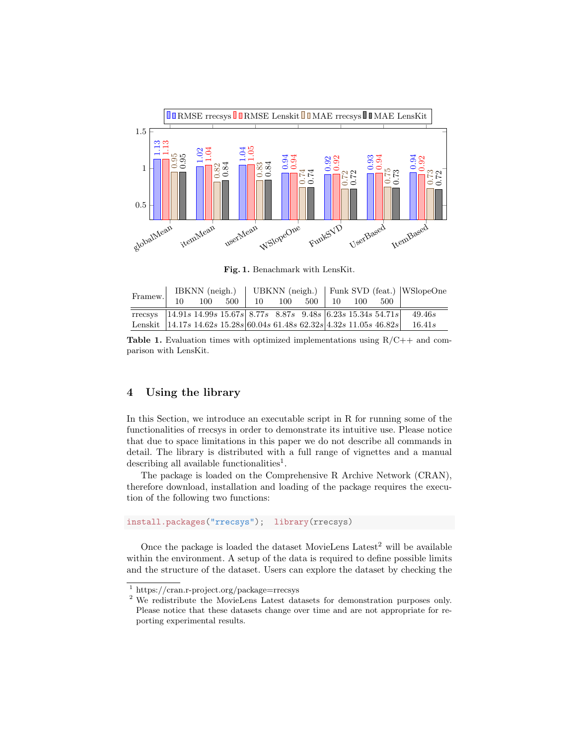**Fig. 1.** Benachmark with LensKit.

| Framew. | IBKNN (neigh.) | | | UBKNN (neigh.) | | | Funk SVD (feat.) | | | WSlopeOne |
|---|---|---|---|---|---|---|---|---|---|---|
| | 10 | 100 | 500 | 10 | 100 | 500 | 10 | 100 | 500 | |
| rrecsys | 14.91$s$ | 14.99$s$ | 15.67$s$ | 8.77$s$ | 8.87$s$ | 9.48$s$ | 6.23$s$ | 15.34$s$ | 54.71$s$ | 49.46$s$ |
| Lenskit | 14.17$s$ | 14.62$s$ | 15.28$s$ | 60.04$s$ | 61.48$s$ | 62.32$s$ | 4.32$s$ | 11.05$s$ | 46.82$s$ | 16.41$s$ |

**Table 1.** Evaluation times with optimized implementations using R/C++ and comparison with LensKit.

## 4 Using the library

In this Section, we introduce an executable script in R for running some of the functionalities of rrecsys in order to demonstrate its intuitive use. Please notice that due to space limitations in this paper we do not describe all commands in detail. The library is distributed with a full range of vignettes and a manual describing all available functionalities[1].

The package is loaded on the Comprehensive R Archive Network (CRAN), therefore download, installation and loading of the package requires the execution of the following two functions:

```
install.packages("rrecsys");  library(rrecsys)
```

Once the package is loaded the dataset MovieLens Latest[2] will be available within the environment. A setup of the data is required to define possible limits and the structure of the dataset. Users can explore the dataset by checking the

[1] https://cran.r-project.org/package=rrecsys

[2] We redistribute the MovieLens Latest datasets for demonstration purposes only. Please notice that these datasets change over time and are not appropriate for reporting experimental results.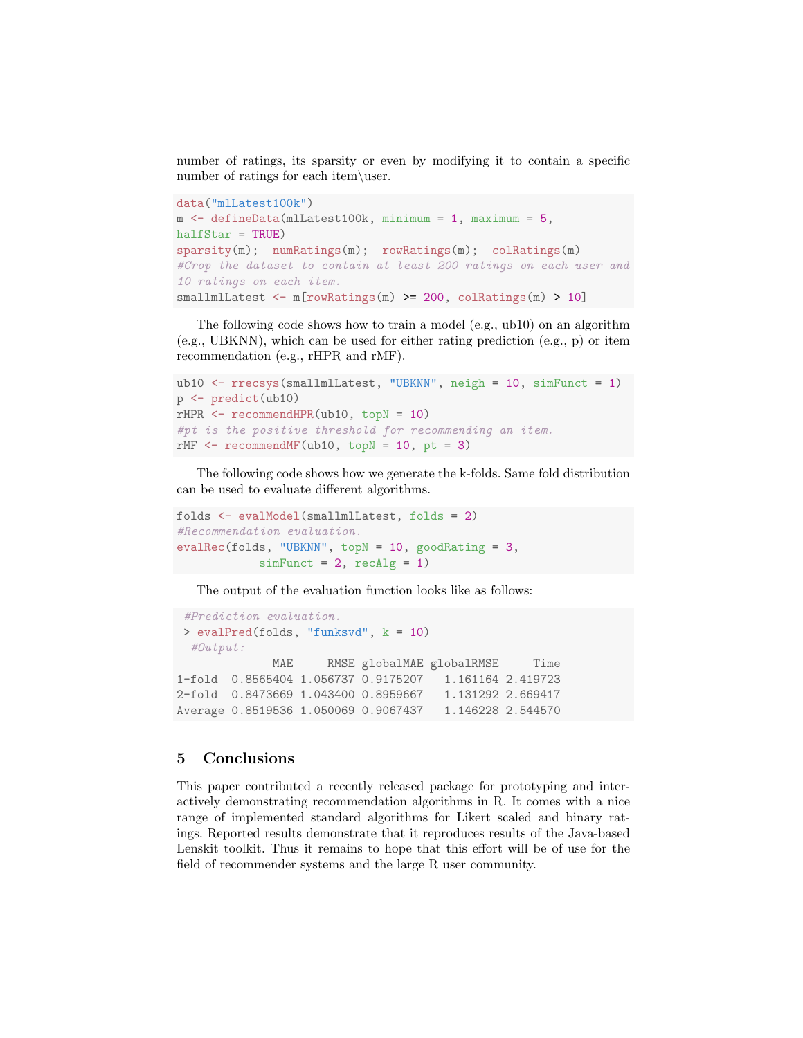number of ratings, its sparsity or even by modifying it to contain a specific number of ratings for each item\user.

```
data("mlLatest100k")
m <- defineData(mlLatest100k, minimum = 1, maximum = 5,
halfStar = TRUE)
sparsity(m);  numRatings(m);  rowRatings(m);  colRatings(m)
#Crop the dataset to contain at least 200 ratings on each user and
10 ratings on each item.
smallmlLatest <- m[rowRatings(m) >= 200, colRatings(m) > 10]
```

The following code shows how to train a model (e.g., ub10) on an algorithm (e.g., UBKNN), which can be used for either rating prediction (e.g., p) or item recommendation (e.g., rHPR and rMF).

```
ub10 <- rrecsys(smallmlLatest, "UBKNN", neigh = 10, simFunct = 1)
p <- predict(ub10)
rHPR <- recommendHPR(ub10, topN = 10)
#pt is the positive threshold for recommending an item.
rMF <- recommendMF(ub10, topN = 10, pt = 3)
```

The following code shows how we generate the k-folds. Same fold distribution can be used to evaluate different algorithms.

```
folds <- evalModel(smallmlLatest, folds = 2)
#Recommendation evaluation.
evalRec(folds, "UBKNN", topN = 10, goodRating = 3,
           simFunct = 2, recAlg = 1)
```

The output of the evaluation function looks like as follows:

```
 #Prediction evaluation.
 > evalPred(folds, "funksvd", k = 10)
  #Output:
              MAE     RMSE globalMAE globalRMSE     Time
1-fold  0.8565404 1.056737 0.9175207   1.161164 2.419723
2-fold  0.8473669 1.043400 0.8959667   1.131292 2.669417
Average 0.8519536 1.050069 0.9067437   1.146228 2.544570
```

## 5 Conclusions

This paper contributed a recently released package for prototyping and interactively demonstrating recommendation algorithms in R. It comes with a nice range of implemented standard algorithms for Likert scaled and binary ratings. Reported results demonstrate that it reproduces results of the Java-based Lenskit toolkit. Thus it remains to hope that this effort will be of use for the field of recommender systems and the large R user community.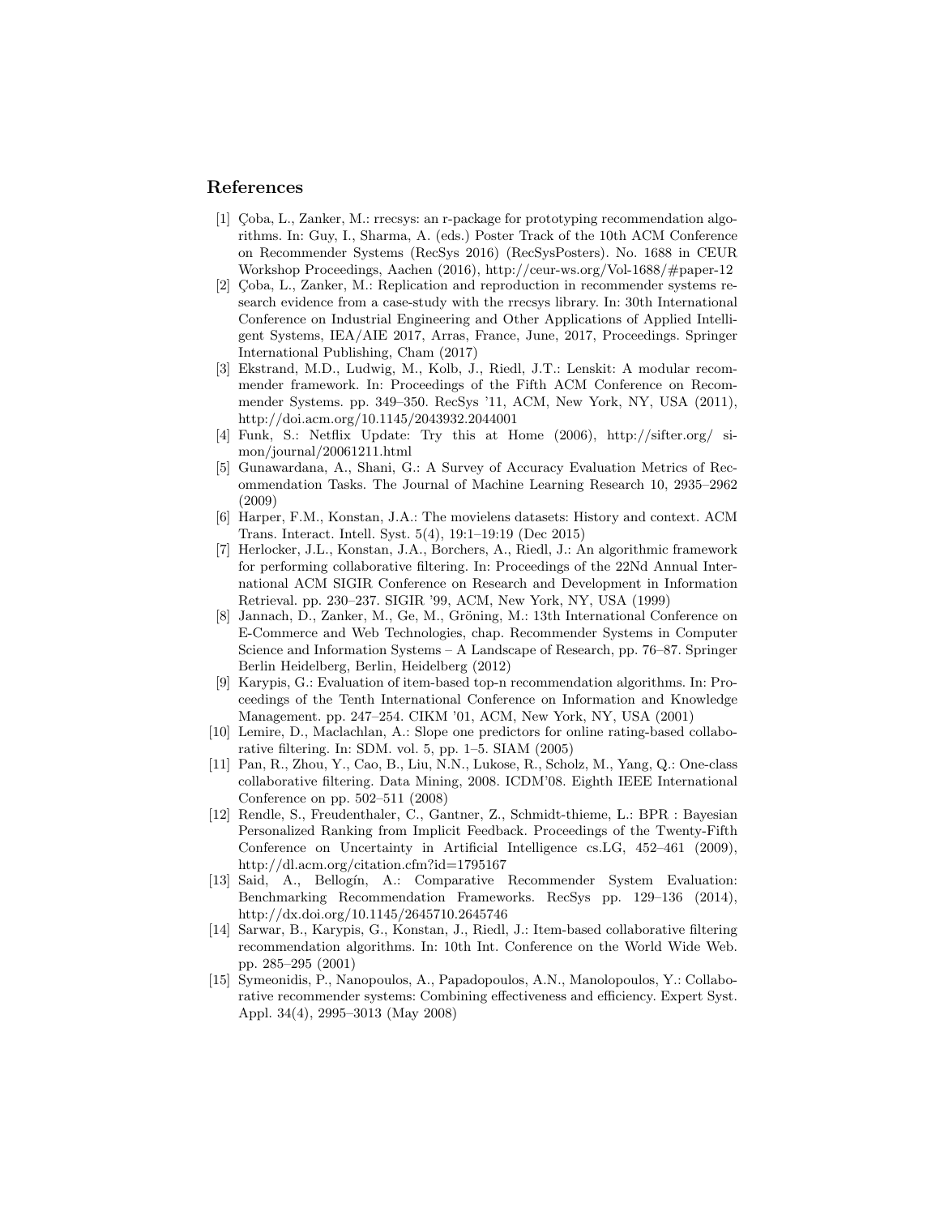## References

[1] Çoba, L., Zanker, M.: rrecsys: an r-package for prototyping recommendation algorithms. In: Guy, I., Sharma, A. (eds.) Poster Track of the 10th ACM Conference on Recommender Systems (RecSys 2016) (RecSysPosters). No. 1688 in CEUR Workshop Proceedings, Aachen (2016), http://ceur-ws.org/Vol-1688/#paper-12

[2] Çoba, L., Zanker, M.: Replication and reproduction in recommender systems research evidence from a case-study with the rrecsys library. In: 30th International Conference on Industrial Engineering and Other Applications of Applied Intelligent Systems, IEA/AIE 2017, Arras, France, June, 2017, Proceedings. Springer International Publishing, Cham (2017)

[3] Ekstrand, M.D., Ludwig, M., Kolb, J., Riedl, J.T.: Lenskit: A modular recommender framework. In: Proceedings of the Fifth ACM Conference on Recommender Systems. pp. 349–350. RecSys '11, ACM, New York, NY, USA (2011), http://doi.acm.org/10.1145/2043932.2044001

[4] Funk, S.: Netflix Update: Try this at Home (2006), http://sifter.org/ simon/journal/20061211.html

[5] Gunawardana, A., Shani, G.: A Survey of Accuracy Evaluation Metrics of Recommendation Tasks. The Journal of Machine Learning Research 10, 2935–2962 (2009)

[6] Harper, F.M., Konstan, J.A.: The movielens datasets: History and context. ACM Trans. Interact. Intell. Syst. 5(4), 19:1–19:19 (Dec 2015)

[7] Herlocker, J.L., Konstan, J.A., Borchers, A., Riedl, J.: An algorithmic framework for performing collaborative filtering. In: Proceedings of the 22Nd Annual International ACM SIGIR Conference on Research and Development in Information Retrieval. pp. 230–237. SIGIR '99, ACM, New York, NY, USA (1999)

[8] Jannach, D., Zanker, M., Ge, M., Gröning, M.: 13th International Conference on E-Commerce and Web Technologies, chap. Recommender Systems in Computer Science and Information Systems – A Landscape of Research, pp. 76–87. Springer Berlin Heidelberg, Berlin, Heidelberg (2012)

[9] Karypis, G.: Evaluation of item-based top-n recommendation algorithms. In: Proceedings of the Tenth International Conference on Information and Knowledge Management. pp. 247–254. CIKM '01, ACM, New York, NY, USA (2001)

[10] Lemire, D., Maclachlan, A.: Slope one predictors for online rating-based collaborative filtering. In: SDM. vol. 5, pp. 1–5. SIAM (2005)

[11] Pan, R., Zhou, Y., Cao, B., Liu, N.N., Lukose, R., Scholz, M., Yang, Q.: One-class collaborative filtering. Data Mining, 2008. ICDM'08. Eighth IEEE International Conference on pp. 502–511 (2008)

[12] Rendle, S., Freudenthaler, C., Gantner, Z., Schmidt-thieme, L.: BPR : Bayesian Personalized Ranking from Implicit Feedback. Proceedings of the Twenty-Fifth Conference on Uncertainty in Artificial Intelligence cs.LG, 452–461 (2009), http://dl.acm.org/citation.cfm?id=1795167

[13] Said, A., Bellogín, A.: Comparative Recommender System Evaluation: Benchmarking Recommendation Frameworks. RecSys pp. 129–136 (2014), http://dx.doi.org/10.1145/2645710.2645746

[14] Sarwar, B., Karypis, G., Konstan, J., Riedl, J.: Item-based collaborative filtering recommendation algorithms. In: 10th Int. Conference on the World Wide Web. pp. 285–295 (2001)

[15] Symeonidis, P., Nanopoulos, A., Papadopoulos, A.N., Manolopoulos, Y.: Collaborative recommender systems: Combining effectiveness and efficiency. Expert Syst. Appl. 34(4), 2995–3013 (May 2008)